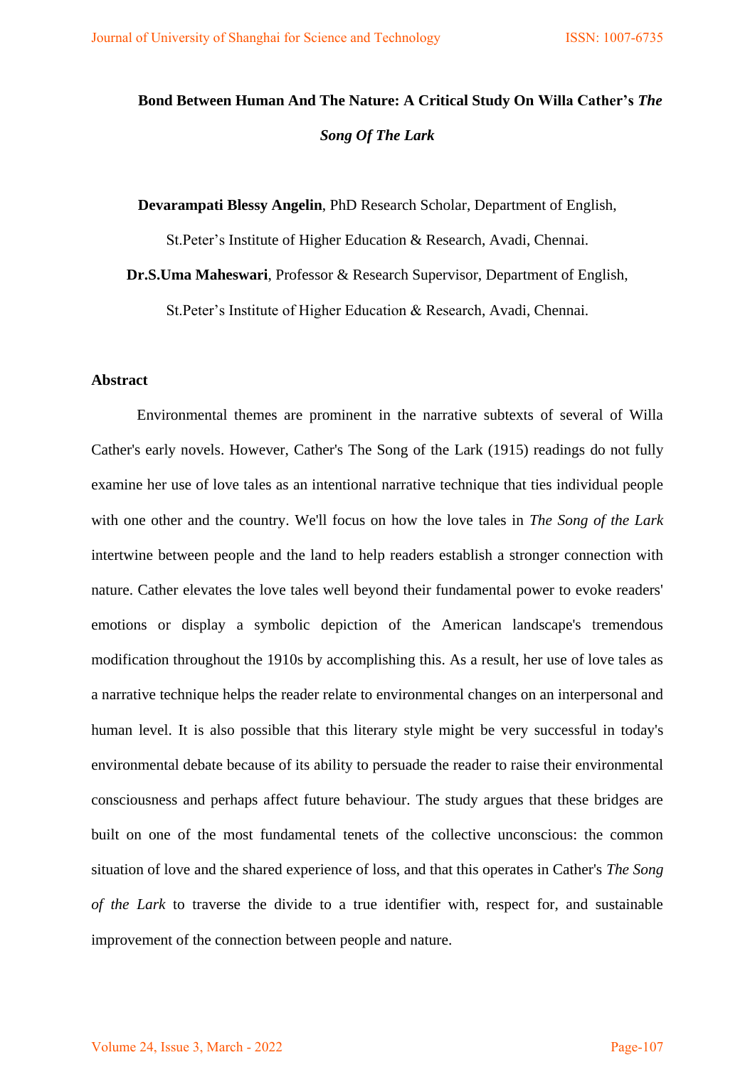# Bond Between Human And The Nature: A Critical Study On Willa Cather's *The Song Of The Lark*

**Devarampati Blessy Angelin**, PhD Research Scholar, Department of English, St.Peter's Institute of Higher Education & Research, Avadi, Chennai.

**Dr.S.Uma Maheswari**, Professor & Research Supervisor, Department of English, St.Peter's Institute of Higher Education & Research, Avadi, Chennai.

## Abstract

Environmental themes are prominent in the narrative subtexts of several of Willa Cather's early novels. However, Cather's The Song of the Lark (1915) readings do not fully examine her use of love tales as an intentional narrative technique that ties individual people with one other and the country. We'll focus on how the love tales in *The Song of the Lark* intertwine between people and the land to help readers establish a stronger connection with nature. Cather elevates the love tales well beyond their fundamental power to evoke readers' emotions or display a symbolic depiction of the American landscape's tremendous modification throughout the 1910s by accomplishing this. As a result, her use of love tales as a narrative technique helps the reader relate to environmental changes on an interpersonal and human level. It is also possible that this literary style might be very successful in today's environmental debate because of its ability to persuade the reader to raise their environmental consciousness and perhaps affect future behaviour. The study argues that these bridges are built on one of the most fundamental tenets of the collective unconscious: the common situation of love and the shared experience of loss, and that this operates in Cather's *The Song of the Lark* to traverse the divide to a true identifier with, respect for, and sustainable improvement of the connection between people and nature.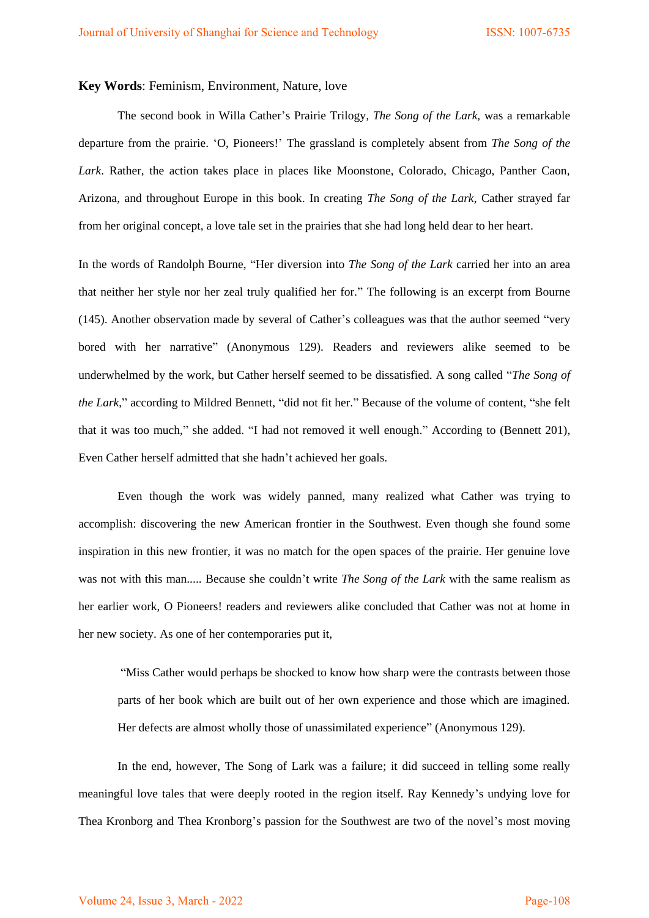**Key Words**: Feminism, Environment, Nature, love

The second book in Willa Cather's Prairie Trilogy, *The Song of the Lark,* was a remarkable departure from the prairie. 'O, Pioneers!' The grassland is completely absent from *The Song of the Lark*. Rather, the action takes place in places like Moonstone, Colorado, Chicago, Panther Caon, Arizona, and throughout Europe in this book. In creating *The Song of the Lark*, Cather strayed far from her original concept, a love tale set in the prairies that she had long held dear to her heart.

In the words of Randolph Bourne, "Her diversion into *The Song of the Lark* carried her into an area that neither her style nor her zeal truly qualified her for." The following is an excerpt from Bourne (145). Another observation made by several of Cather's colleagues was that the author seemed "very bored with her narrative" (Anonymous 129). Readers and reviewers alike seemed to be underwhelmed by the work, but Cather herself seemed to be dissatisfied. A song called "*The Song of the Lark*," according to Mildred Bennett, "did not fit her." Because of the volume of content, "she felt that it was too much," she added. "I had not removed it well enough." According to (Bennett 201), Even Cather herself admitted that she hadn't achieved her goals.

Even though the work was widely panned, many realized what Cather was trying to accomplish: discovering the new American frontier in the Southwest. Even though she found some inspiration in this new frontier, it was no match for the open spaces of the prairie. Her genuine love was not with this man..... Because she couldn't write *The Song of the Lark* with the same realism as her earlier work, O Pioneers! readers and reviewers alike concluded that Cather was not at home in her new society. As one of her contemporaries put it,

> "Miss Cather would perhaps be shocked to know how sharp were the contrasts between those parts of her book which are built out of her own experience and those which are imagined. Her defects are almost wholly those of unassimilated experience" (Anonymous 129).

In the end, however, The Song of Lark was a failure; it did succeed in telling some really meaningful love tales that were deeply rooted in the region itself. Ray Kennedy's undying love for Thea Kronborg and Thea Kronborg's passion for the Southwest are two of the novel's most moving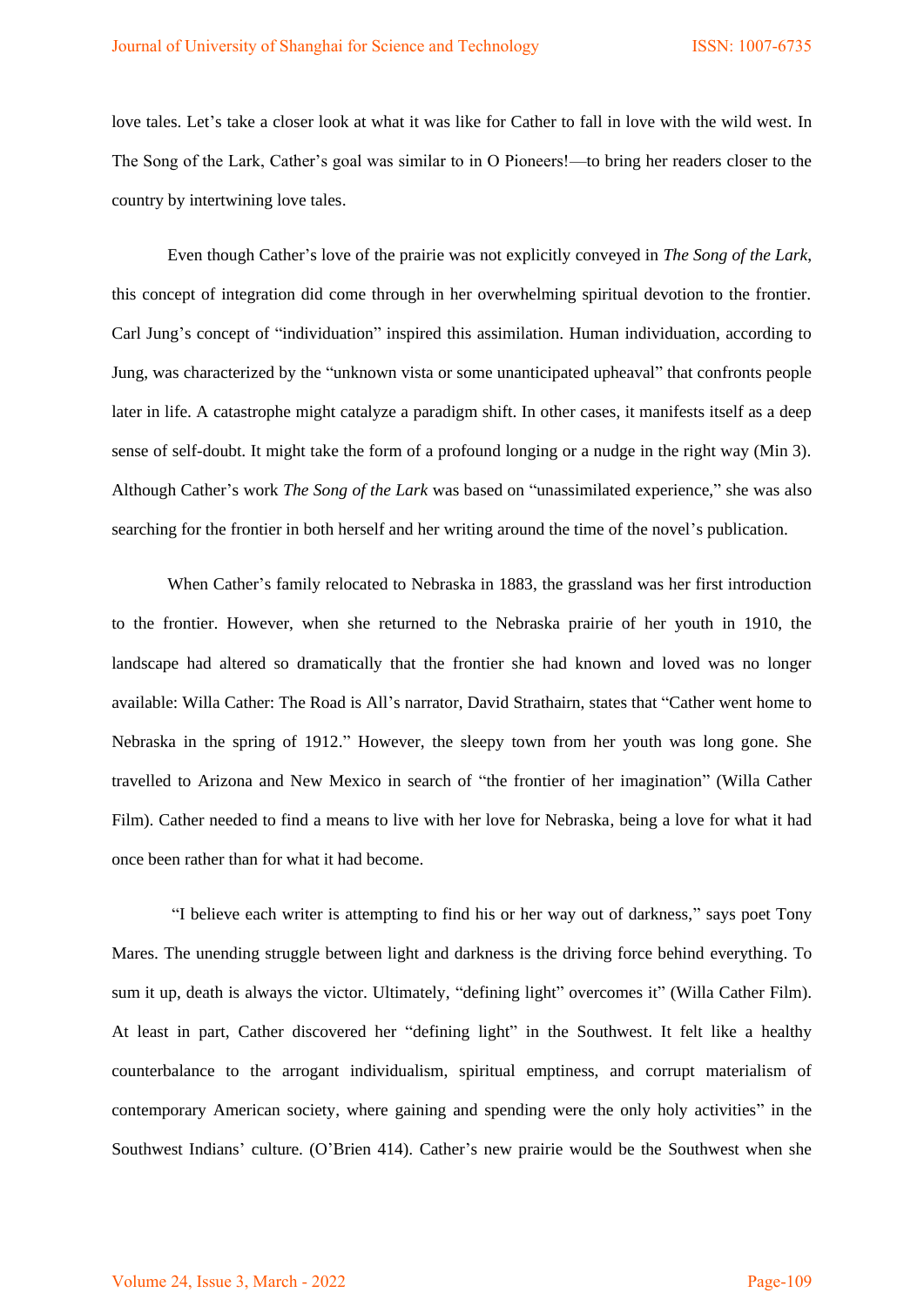love tales. Let's take a closer look at what it was like for Cather to fall in love with the wild west. In The Song of the Lark, Cather's goal was similar to in O Pioneers!—to bring her readers closer to the country by intertwining love tales.

Even though Cather's love of the prairie was not explicitly conveyed in *The Song of the Lark*, this concept of integration did come through in her overwhelming spiritual devotion to the frontier. Carl Jung's concept of "individuation" inspired this assimilation. Human individuation, according to Jung, was characterized by the "unknown vista or some unanticipated upheaval" that confronts people later in life. A catastrophe might catalyze a paradigm shift. In other cases, it manifests itself as a deep sense of self-doubt. It might take the form of a profound longing or a nudge in the right way (Min 3). Although Cather's work *The Song of the Lark* was based on "unassimilated experience," she was also searching for the frontier in both herself and her writing around the time of the novel's publication.

When Cather's family relocated to Nebraska in 1883, the grassland was her first introduction to the frontier. However, when she returned to the Nebraska prairie of her youth in 1910, the landscape had altered so dramatically that the frontier she had known and loved was no longer available: Willa Cather: The Road is All's narrator, David Strathairn, states that "Cather went home to Nebraska in the spring of 1912." However, the sleepy town from her youth was long gone. She travelled to Arizona and New Mexico in search of "the frontier of her imagination" (Willa Cather Film). Cather needed to find a means to live with her love for Nebraska, being a love for what it had once been rather than for what it had become.

"I believe each writer is attempting to find his or her way out of darkness," says poet Tony Mares. The unending struggle between light and darkness is the driving force behind everything. To sum it up, death is always the victor. Ultimately, "defining light" overcomes it" (Willa Cather Film). At least in part, Cather discovered her "defining light" in the Southwest. It felt like a healthy counterbalance to the arrogant individualism, spiritual emptiness, and corrupt materialism of contemporary American society, where gaining and spending were the only holy activities" in the Southwest Indians' culture. (O'Brien 414). Cather's new prairie would be the Southwest when she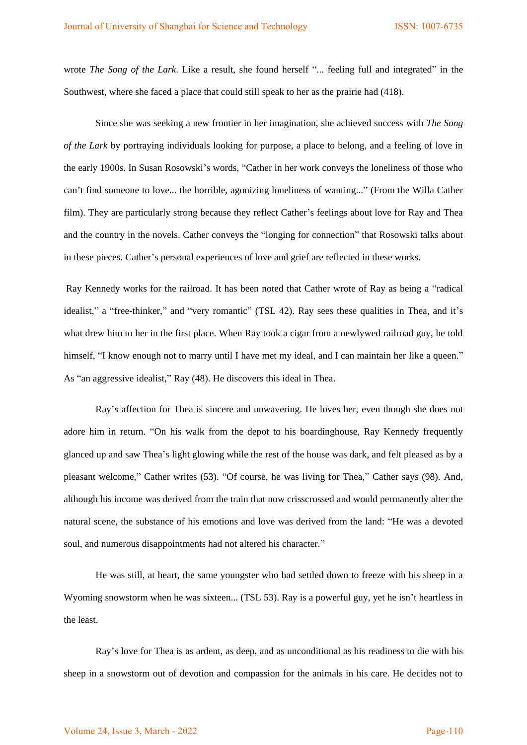wrote *The Song of the Lark*. Like a result, she found herself "... feeling full and integrated" in the Southwest, where she faced a place that could still speak to her as the prairie had (418).

Since she was seeking a new frontier in her imagination, she achieved success with *The Song of the Lark* by portraying individuals looking for purpose, a place to belong, and a feeling of love in the early 1900s. In Susan Rosowski's words, "Cather in her work conveys the loneliness of those who can't find someone to love... the horrible, agonizing loneliness of wanting..." (From the Willa Cather film). They are particularly strong because they reflect Cather's feelings about love for Ray and Thea and the country in the novels. Cather conveys the "longing for connection" that Rosowski talks about in these pieces. Cather's personal experiences of love and grief are reflected in these works.

Ray Kennedy works for the railroad. It has been noted that Cather wrote of Ray as being a "radical idealist," a "free-thinker," and "very romantic" (TSL 42). Ray sees these qualities in Thea, and it's what drew him to her in the first place. When Ray took a cigar from a newlywed railroad guy, he told himself, "I know enough not to marry until I have met my ideal, and I can maintain her like a queen." As "an aggressive idealist," Ray (48). He discovers this ideal in Thea.

Ray's affection for Thea is sincere and unwavering. He loves her, even though she does not adore him in return. "On his walk from the depot to his boardinghouse, Ray Kennedy frequently glanced up and saw Thea's light glowing while the rest of the house was dark, and felt pleased as by a pleasant welcome," Cather writes (53). "Of course, he was living for Thea," Cather says (98). And, although his income was derived from the train that now crisscrossed and would permanently alter the natural scene, the substance of his emotions and love was derived from the land: "He was a devoted soul, and numerous disappointments had not altered his character."

He was still, at heart, the same youngster who had settled down to freeze with his sheep in a Wyoming snowstorm when he was sixteen... (TSL 53). Ray is a powerful guy, yet he isn't heartless in the least.

Ray's love for Thea is as ardent, as deep, and as unconditional as his readiness to die with his sheep in a snowstorm out of devotion and compassion for the animals in his care. He decides not to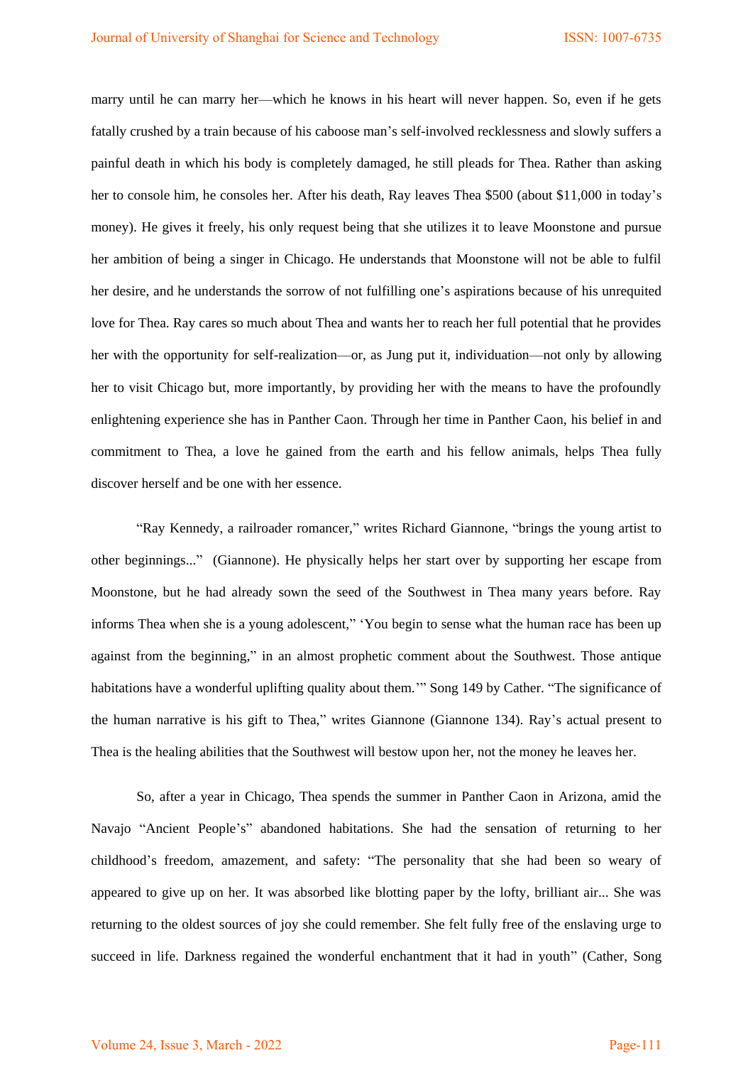marry until he can marry her—which he knows in his heart will never happen. So, even if he gets fatally crushed by a train because of his caboose man's self-involved recklessness and slowly suffers a painful death in which his body is completely damaged, he still pleads for Thea. Rather than asking her to console him, he consoles her. After his death, Ray leaves Thea $500 (about $11,000 in today's money). He gives it freely, his only request being that she utilizes it to leave Moonstone and pursue her ambition of being a singer in Chicago. He understands that Moonstone will not be able to fulfil her desire, and he understands the sorrow of not fulfilling one's aspirations because of his unrequited love for Thea. Ray cares so much about Thea and wants her to reach her full potential that he provides her with the opportunity for self-realization—or, as Jung put it, individuation—not only by allowing her to visit Chicago but, more importantly, by providing her with the means to have the profoundly enlightening experience she has in Panther Caon. Through her time in Panther Caon, his belief in and commitment to Thea, a love he gained from the earth and his fellow animals, helps Thea fully discover herself and be one with her essence.

"Ray Kennedy, a railroader romancer," writes Richard Giannone, "brings the young artist to other beginnings..." (Giannone). He physically helps her start over by supporting her escape from Moonstone, but he had already sown the seed of the Southwest in Thea many years before. Ray informs Thea when she is a young adolescent," 'You begin to sense what the human race has been up against from the beginning," in an almost prophetic comment about the Southwest. Those antique habitations have a wonderful uplifting quality about them.'" Song 149 by Cather. "The significance of the human narrative is his gift to Thea," writes Giannone (Giannone 134). Ray's actual present to Thea is the healing abilities that the Southwest will bestow upon her, not the money he leaves her.

So, after a year in Chicago, Thea spends the summer in Panther Caon in Arizona, amid the Navajo "Ancient People's" abandoned habitations. She had the sensation of returning to her childhood's freedom, amazement, and safety: "The personality that she had been so weary of appeared to give up on her. It was absorbed like blotting paper by the lofty, brilliant air... She was returning to the oldest sources of joy she could remember. She felt fully free of the enslaving urge to succeed in life. Darkness regained the wonderful enchantment that it had in youth" (Cather, Song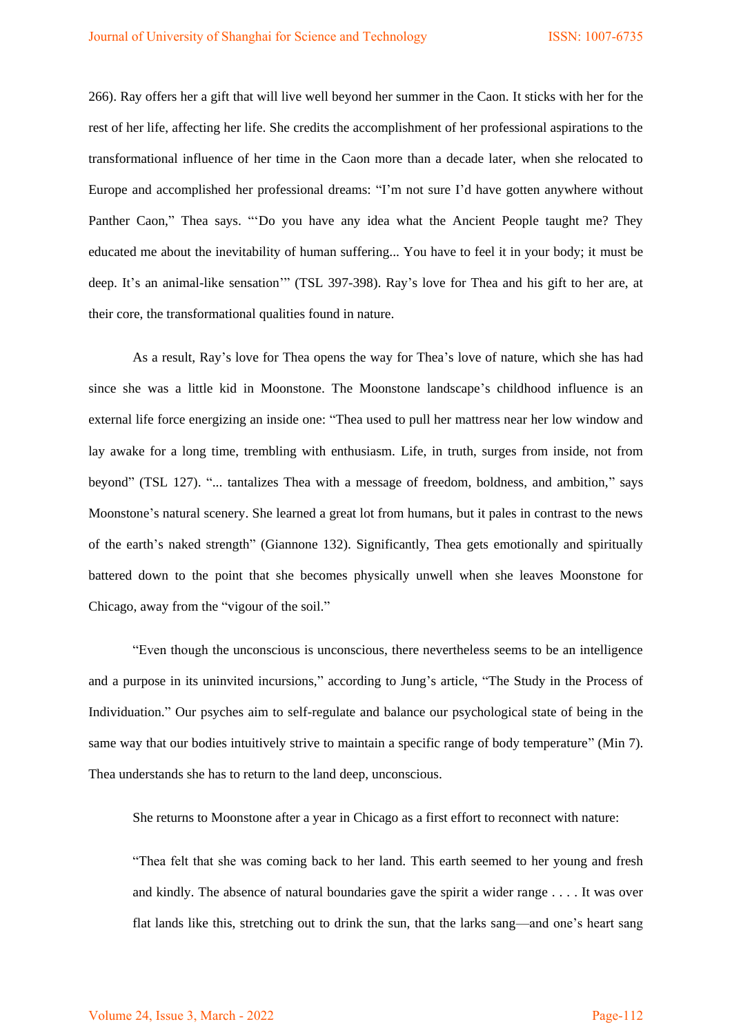266). Ray offers her a gift that will live well beyond her summer in the Caon. It sticks with her for the rest of her life, affecting her life. She credits the accomplishment of her professional aspirations to the transformational influence of her time in the Caon more than a decade later, when she relocated to Europe and accomplished her professional dreams: "I'm not sure I'd have gotten anywhere without Panther Caon," Thea says. "'Do you have any idea what the Ancient People taught me? They educated me about the inevitability of human suffering... You have to feel it in your body; it must be deep. It's an animal-like sensation'" (TSL 397-398). Ray's love for Thea and his gift to her are, at their core, the transformational qualities found in nature.

As a result, Ray's love for Thea opens the way for Thea's love of nature, which she has had since she was a little kid in Moonstone. The Moonstone landscape's childhood influence is an external life force energizing an inside one: "Thea used to pull her mattress near her low window and lay awake for a long time, trembling with enthusiasm. Life, in truth, surges from inside, not from beyond" (TSL 127). "... tantalizes Thea with a message of freedom, boldness, and ambition," says Moonstone's natural scenery. She learned a great lot from humans, but it pales in contrast to the news of the earth's naked strength" (Giannone 132). Significantly, Thea gets emotionally and spiritually battered down to the point that she becomes physically unwell when she leaves Moonstone for Chicago, away from the "vigour of the soil."

"Even though the unconscious is unconscious, there nevertheless seems to be an intelligence and a purpose in its uninvited incursions," according to Jung's article, "The Study in the Process of Individuation." Our psyches aim to self-regulate and balance our psychological state of being in the same way that our bodies intuitively strive to maintain a specific range of body temperature" (Min 7). Thea understands she has to return to the land deep, unconscious.

She returns to Moonstone after a year in Chicago as a first effort to reconnect with nature:

> "Thea felt that she was coming back to her land. This earth seemed to her young and fresh and kindly. The absence of natural boundaries gave the spirit a wider range . . . . It was over flat lands like this, stretching out to drink the sun, that the larks sang—and one's heart sang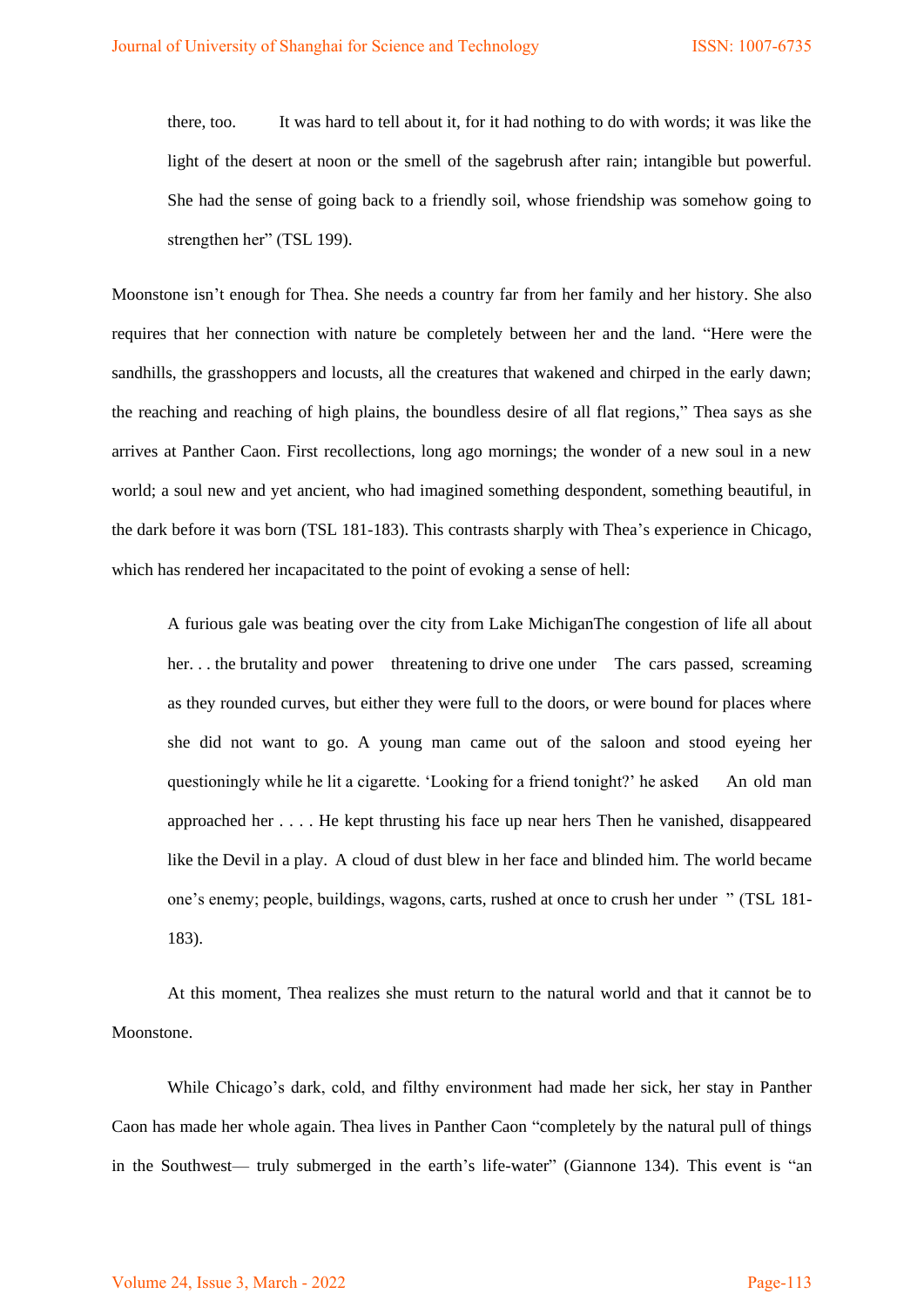> there, too. It was hard to tell about it, for it had nothing to do with words; it was like the light of the desert at noon or the smell of the sagebrush after rain; intangible but powerful. She had the sense of going back to a friendly soil, whose friendship was somehow going to strengthen her" (TSL 199).

Moonstone isn't enough for Thea. She needs a country far from her family and her history. She also requires that her connection with nature be completely between her and the land. "Here were the sandhills, the grasshoppers and locusts, all the creatures that wakened and chirped in the early dawn; the reaching and reaching of high plains, the boundless desire of all flat regions," Thea says as she arrives at Panther Caon. First recollections, long ago mornings; the wonder of a new soul in a new world; a soul new and yet ancient, who had imagined something despondent, something beautiful, in the dark before it was born (TSL 181-183). This contrasts sharply with Thea's experience in Chicago, which has rendered her incapacitated to the point of evoking a sense of hell:

> A furious gale was beating over the city from Lake MichiganThe congestion of life all about her. . . the brutality and power threatening to drive one under The cars passed, screaming as they rounded curves, but either they were full to the doors, or were bound for places where she did not want to go. A young man came out of the saloon and stood eyeing her questioningly while he lit a cigarette. 'Looking for a friend tonight?' he asked An old man approached her . . . . He kept thrusting his face up near hers Then he vanished, disappeared like the Devil in a play. A cloud of dust blew in her face and blinded him. The world became one's enemy; people, buildings, wagons, carts, rushed at once to crush her under " (TSL 181-183).

At this moment, Thea realizes she must return to the natural world and that it cannot be to Moonstone.

While Chicago's dark, cold, and filthy environment had made her sick, her stay in Panther Caon has made her whole again. Thea lives in Panther Caon "completely by the natural pull of things in the Southwest— truly submerged in the earth's life-water" (Giannone 134). This event is "an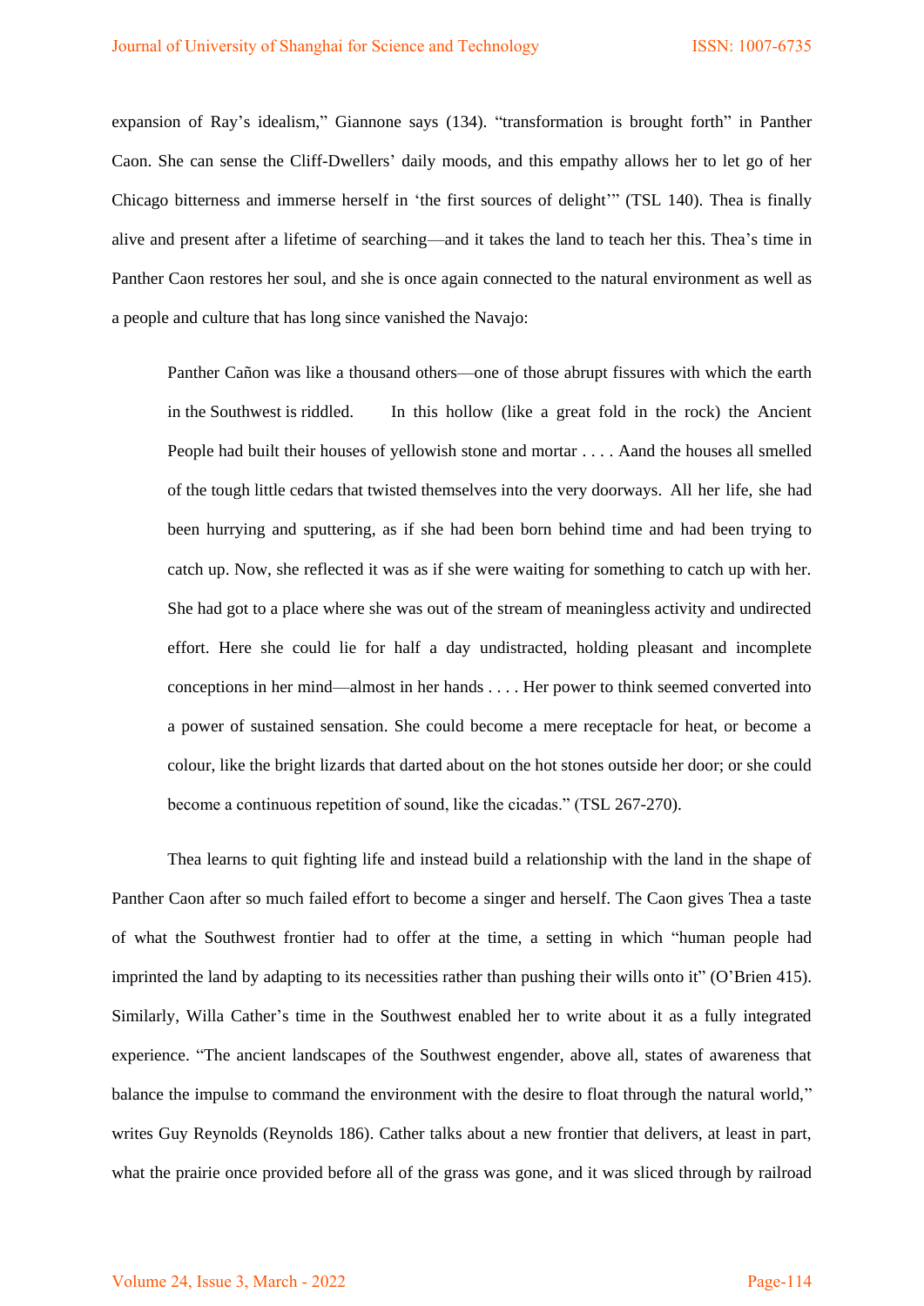expansion of Ray's idealism," Giannone says (134). "transformation is brought forth" in Panther Caon. She can sense the Cliff-Dwellers' daily moods, and this empathy allows her to let go of her Chicago bitterness and immerse herself in 'the first sources of delight'" (TSL 140). Thea is finally alive and present after a lifetime of searching—and it takes the land to teach her this. Thea's time in Panther Caon restores her soul, and she is once again connected to the natural environment as well as a people and culture that has long since vanished the Navajo:

> Panther Cañon was like a thousand others—one of those abrupt fissures with which the earth in the Southwest is riddled.   In this hollow (like a great fold in the rock) the Ancient People had built their houses of yellowish stone and mortar . . . . Aand the houses all smelled of the tough little cedars that twisted themselves into the very doorways.  All her life, she had been hurrying and sputtering, as if she had been born behind time and had been trying to catch up. Now, she reflected it was as if she were waiting for something to catch up with her. She had got to a place where she was out of the stream of meaningless activity and undirected effort. Here she could lie for half a day undistracted, holding pleasant and incomplete conceptions in her mind—almost in her hands . . . . Her power to think seemed converted into a power of sustained sensation. She could become a mere receptacle for heat, or become a colour, like the bright lizards that darted about on the hot stones outside her door; or she could become a continuous repetition of sound, like the cicadas." (TSL 267-270).

Thea learns to quit fighting life and instead build a relationship with the land in the shape of Panther Caon after so much failed effort to become a singer and herself. The Caon gives Thea a taste of what the Southwest frontier had to offer at the time, a setting in which "human people had imprinted the land by adapting to its necessities rather than pushing their wills onto it" (O'Brien 415). Similarly, Willa Cather's time in the Southwest enabled her to write about it as a fully integrated experience. "The ancient landscapes of the Southwest engender, above all, states of awareness that balance the impulse to command the environment with the desire to float through the natural world," writes Guy Reynolds (Reynolds 186). Cather talks about a new frontier that delivers, at least in part, what the prairie once provided before all of the grass was gone, and it was sliced through by railroad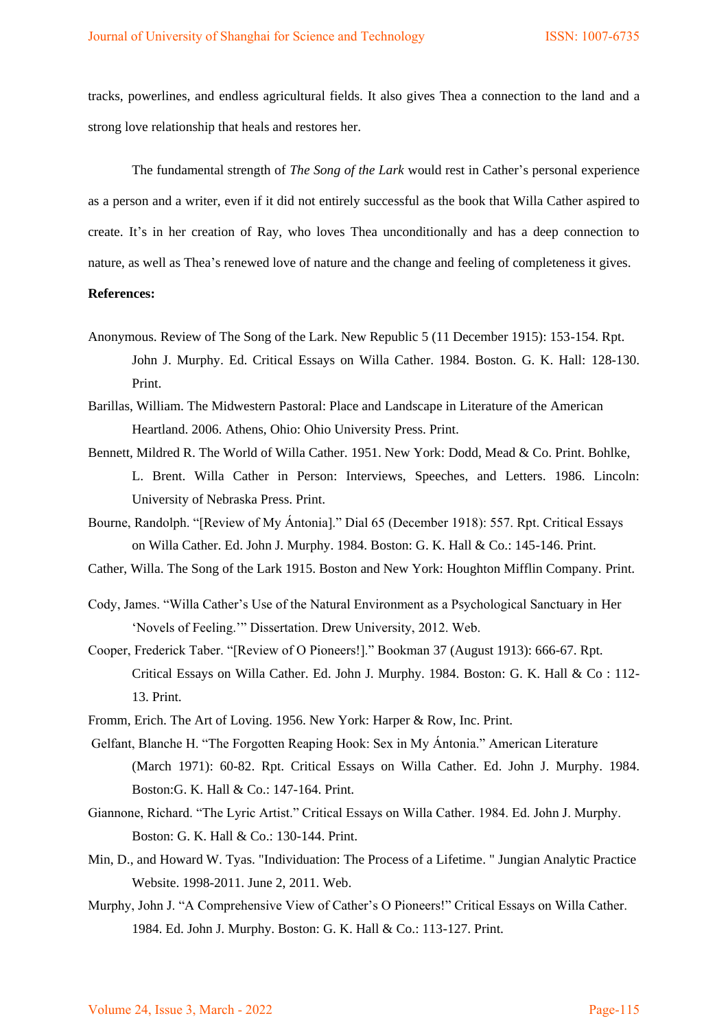tracks, powerlines, and endless agricultural fields. It also gives Thea a connection to the land and a strong love relationship that heals and restores her.

The fundamental strength of *The Song of the Lark* would rest in Cather's personal experience as a person and a writer, even if it did not entirely successful as the book that Willa Cather aspired to create. It's in her creation of Ray, who loves Thea unconditionally and has a deep connection to nature, as well as Thea's renewed love of nature and the change and feeling of completeness it gives.

**References:**

Anonymous. Review of The Song of the Lark. New Republic 5 (11 December 1915): 153-154. Rpt. John J. Murphy. Ed. Critical Essays on Willa Cather. 1984. Boston. G. K. Hall: 128-130. Print.

Barillas, William. The Midwestern Pastoral: Place and Landscape in Literature of the American Heartland. 2006. Athens, Ohio: Ohio University Press. Print.

Bennett, Mildred R. The World of Willa Cather. 1951. New York: Dodd, Mead & Co. Print. Bohlke, L. Brent. Willa Cather in Person: Interviews, Speeches, and Letters. 1986. Lincoln: University of Nebraska Press. Print.

Bourne, Randolph. "[Review of My Ántonia]." Dial 65 (December 1918): 557. Rpt. Critical Essays on Willa Cather. Ed. John J. Murphy. 1984. Boston: G. K. Hall & Co.: 145-146. Print.

Cather, Willa. The Song of the Lark 1915. Boston and New York: Houghton Mifflin Company. Print.

Cody, James. "Willa Cather's Use of the Natural Environment as a Psychological Sanctuary in Her 'Novels of Feeling.'" Dissertation. Drew University, 2012. Web.

Cooper, Frederick Taber. "[Review of O Pioneers!]." Bookman 37 (August 1913): 666-67. Rpt. Critical Essays on Willa Cather. Ed. John J. Murphy. 1984. Boston: G. K. Hall & Co : 112-13. Print.

Fromm, Erich. The Art of Loving. 1956. New York: Harper & Row, Inc. Print.

Gelfant, Blanche H. "The Forgotten Reaping Hook: Sex in My Ántonia." American Literature (March 1971): 60-82. Rpt. Critical Essays on Willa Cather. Ed. John J. Murphy. 1984. Boston:G. K. Hall & Co.: 147-164. Print.

Giannone, Richard. "The Lyric Artist." Critical Essays on Willa Cather. 1984. Ed. John J. Murphy. Boston: G. K. Hall & Co.: 130-144. Print.

Min, D., and Howard W. Tyas. "Individuation: The Process of a Lifetime. " Jungian Analytic Practice Website. 1998-2011. June 2, 2011. Web.

Murphy, John J. "A Comprehensive View of Cather's O Pioneers!" Critical Essays on Willa Cather. 1984. Ed. John J. Murphy. Boston: G. K. Hall & Co.: 113-127. Print.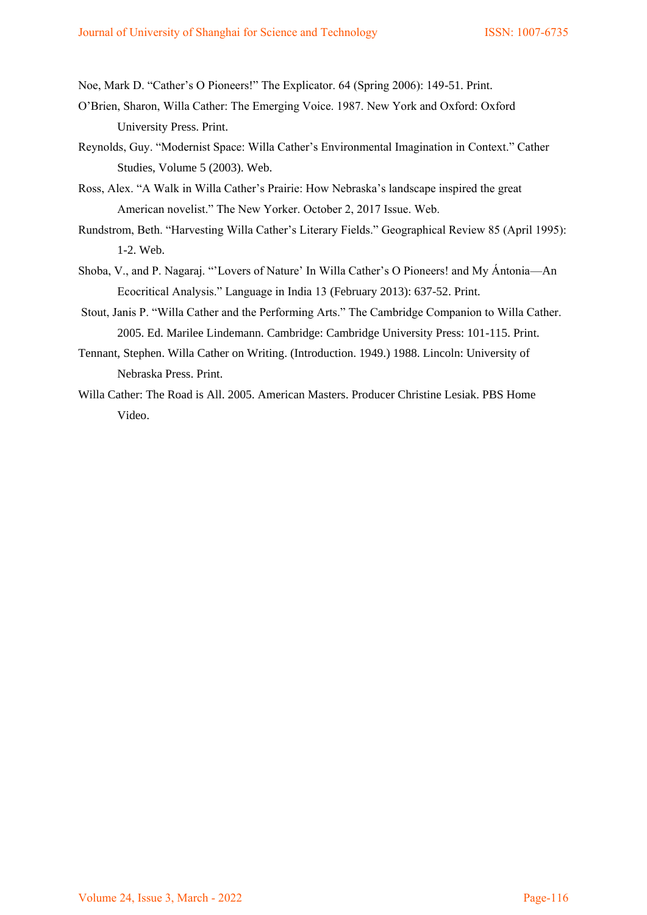Noe, Mark D. "Cather's O Pioneers!" The Explicator. 64 (Spring 2006): 149-51. Print.

O'Brien, Sharon, Willa Cather: The Emerging Voice. 1987. New York and Oxford: Oxford University Press. Print.

Reynolds, Guy. "Modernist Space: Willa Cather's Environmental Imagination in Context." Cather Studies, Volume 5 (2003). Web.

Ross, Alex. "A Walk in Willa Cather's Prairie: How Nebraska's landscape inspired the great American novelist." The New Yorker. October 2, 2017 Issue. Web.

Rundstrom, Beth. "Harvesting Willa Cather's Literary Fields." Geographical Review 85 (April 1995): 1-2. Web.

Shoba, V., and P. Nagaraj. "'Lovers of Nature' In Willa Cather's O Pioneers! and My Ántonia—An Ecocritical Analysis." Language in India 13 (February 2013): 637-52. Print.

Stout, Janis P. "Willa Cather and the Performing Arts." The Cambridge Companion to Willa Cather. 2005. Ed. Marilee Lindemann. Cambridge: Cambridge University Press: 101-115. Print.

Tennant, Stephen. Willa Cather on Writing. (Introduction. 1949.) 1988. Lincoln: University of Nebraska Press. Print.

Willa Cather: The Road is All. 2005. American Masters. Producer Christine Lesiak. PBS Home Video.